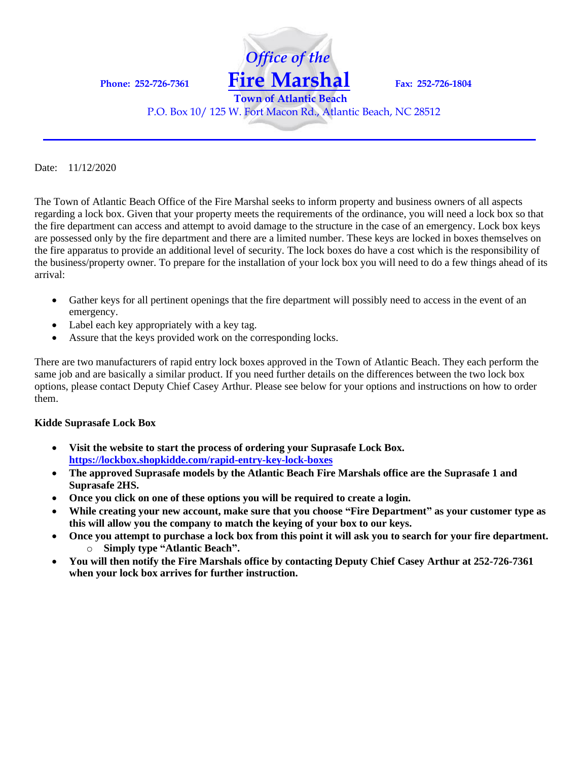# Office of the Fire Marshal

**Town of Atlantic Beach**

**Phone: 252-726-7361** | **Fax: 252-726-1804**

P.O. Box 10/ 125 W. Fort Macon Rd., Atlantic Beach, NC 28512

---

Date: 11/12/2020

The Town of Atlantic Beach Office of the Fire Marshal seeks to inform property and business owners of all aspects regarding a lock box. Given that your property meets the requirements of the ordinance, you will need a lock box so that the fire department can access and attempt to avoid damage to the structure in the case of an emergency. Lock box keys are possessed only by the fire department and there are a limited number. These keys are locked in boxes themselves on the fire apparatus to provide an additional level of security. The lock boxes do have a cost which is the responsibility of the business/property owner. To prepare for the installation of your lock box you will need to do a few things ahead of its arrival:

- Gather keys for all pertinent openings that the fire department will possibly need to access in the event of an emergency.
- Label each key appropriately with a key tag.
- Assure that the keys provided work on the corresponding locks.

There are two manufacturers of rapid entry lock boxes approved in the Town of Atlantic Beach. They each perform the same job and are basically a similar product. If you need further details on the differences between the two lock box options, please contact Deputy Chief Casey Arthur. Please see below for your options and instructions on how to order them.

**Kidde Suprasafe Lock Box**

- **Visit the website to start the process of ordering your Suprasafe Lock Box. [https://lockbox.shopkidde.com/rapid-entry-key-lock-boxes](https://lockbox.shopkidde.com/rapid-entry-key-lock-boxes)**
- **The approved Suprasafe models by the Atlantic Beach Fire Marshals office are the Suprasafe 1 and Suprasafe 2HS.**
- **Once you click on one of these options you will be required to create a login.**
- **While creating your new account, make sure that you choose "Fire Department" as your customer type as this will allow you the company to match the keying of your box to our keys.**
- **Once you attempt to purchase a lock box from this point it will ask you to search for your fire department.**
  - **Simply type "Atlantic Beach".**
- **You will then notify the Fire Marshals office by contacting Deputy Chief Casey Arthur at 252-726-7361 when your lock box arrives for further instruction.**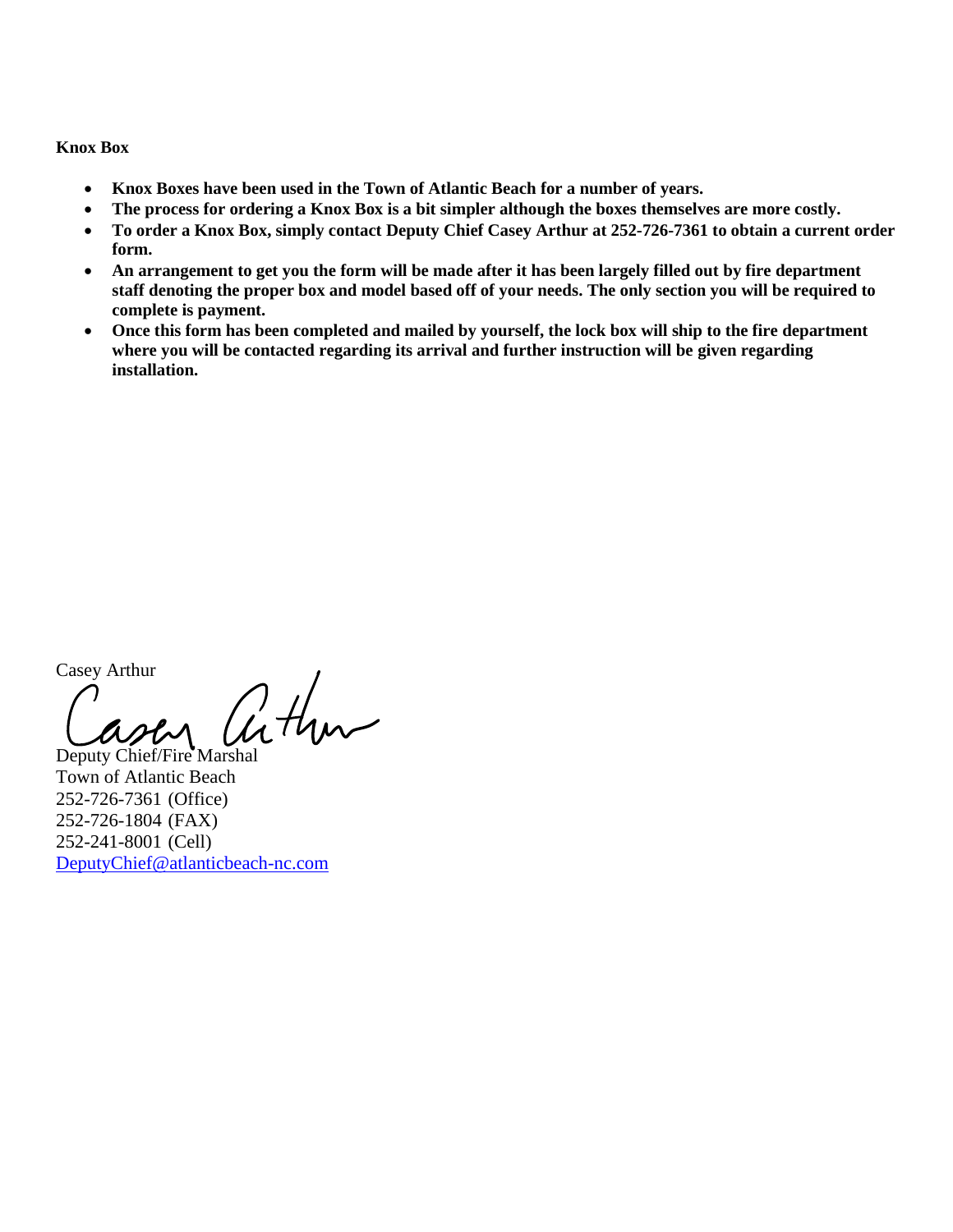**Knox Box**

- **Knox Boxes have been used in the Town of Atlantic Beach for a number of years.**
- **The process for ordering a Knox Box is a bit simpler although the boxes themselves are more costly.**
- **To order a Knox Box, simply contact Deputy Chief Casey Arthur at 252-726-7361 to obtain a current order form.**
- **An arrangement to get you the form will be made after it has been largely filled out by fire department staff denoting the proper box and model based off of your needs. The only section you will be required to complete is payment.**
- **Once this form has been completed and mailed by yourself, the lock box will ship to the fire department where you will be contacted regarding its arrival and further instruction will be given regarding installation.**

Casey Arthur
Deputy Chief/Fire Marshal
Town of Atlantic Beach
252-726-7361 (Office)
252-726-1804 (FAX)
252-241-8001 (Cell)
DeputyChief@atlanticbeach-nc.com